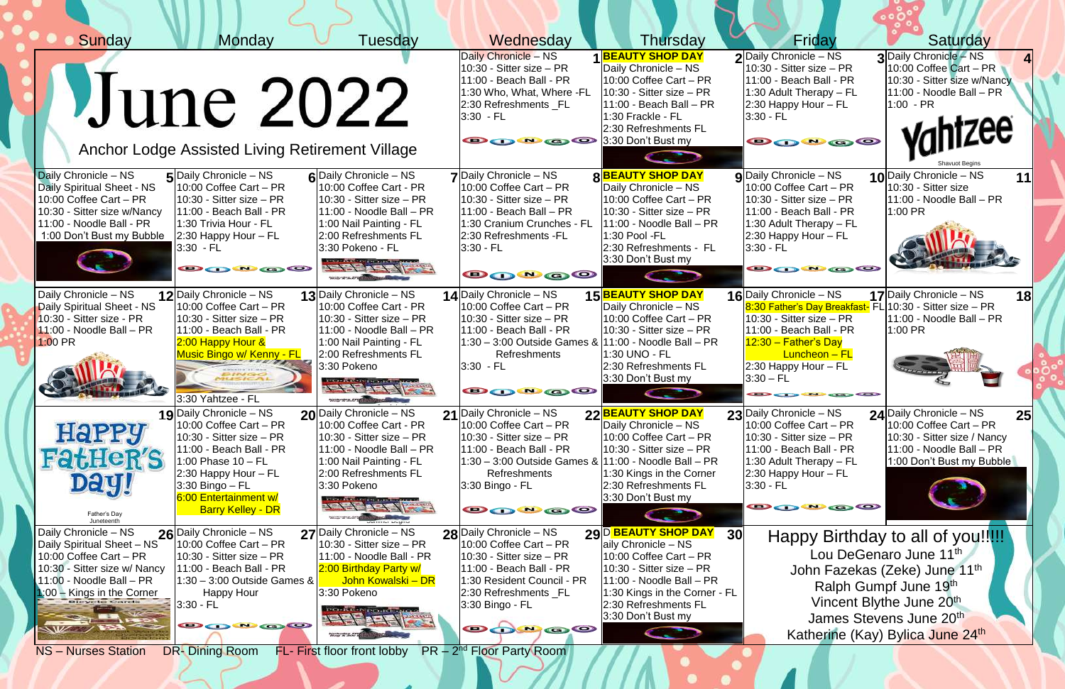# June 2022

## Anchor Lodge Assisted Living Retirement Village

| Sunday | Monday | Tuesday | Wednesday | Thursday | Friday | Saturday |
|---|---|---|---|---|---|---|
| | | | **1** Daily Chronicle – NS<br>10:30 - Sitter size – PR<br>11:00 - Beach Ball - PR<br>1:30 Who, What, Where -FL<br>2:30 Refreshments _FL<br>3:30 - FL | **2** **BEAUTY SHOP DAY**<br>Daily Chronicle – NS<br>10:00 Coffee Cart – PR<br>10:30 - Sitter size – PR<br>11:00 - Beach Ball – PR<br>1:30 Frackle - FL<br>2:30 Refreshments FL<br>3:30 Don't Bust my | **3** Daily Chronicle – NS<br>10:30 - Sitter size – PR<br>11:00 - Beach Ball - PR<br>1:30 Adult Therapy – FL<br>2:30 Happy Hour – FL<br>3:30 - FL | **4** Daily Chronicle – NS<br>10:00 Coffee Cart – PR<br>10:30 - Sitter size w/Nancy<br>11:00 - Noodle Ball – PR<br>1:00 - PR<br>Yahtzee<br>Shavuot Begins |
| **5** Daily Chronicle – NS<br>Daily Spiritual Sheet - NS<br>10:00 Coffee Cart – PR<br>10:30 - Sitter size w/Nancy<br>11:00 - Noodle Ball - PR<br>1:00 Don't Bust my Bubble | **6** Daily Chronicle – NS<br>10:00 Coffee Cart – PR<br>10:30 - Sitter size – PR<br>11:00 - Beach Ball - PR<br>1:30 Trivia Hour - FL<br>2:30 Happy Hour – FL<br>3:30 - FL | **7** Daily Chronicle – NS<br>10:00 Coffee Cart - PR<br>10:30 - Sitter size – PR<br>11:00 - Noodle Ball – PR<br>1:00 Nail Painting - FL<br>2:00 Refreshments FL<br>3:30 Pokeno - FL | **8** Daily Chronicle – NS<br>10:00 Coffee Cart – PR<br>10:30 - Sitter size – PR<br>11:00 - Beach Ball – PR<br>1:30 Cranium Crunches - FL<br>2:30 Refreshments -FL<br>3:30 - FL | **9** **BEAUTY SHOP DAY**<br>Daily Chronicle – NS<br>10:00 Coffee Cart – PR<br>10:30 - Sitter size – PR<br>11:00 - Noodle Ball – PR<br>1:30 Pool -FL<br>2:30 Refreshments - FL<br>3:30 Don't Bust my | **10** Daily Chronicle – NS<br>10:00 Coffee Cart – PR<br>10:30 - Sitter size - PR<br>11:00 - Beach Ball - PR<br>1:30 Adult Therapy – FL<br>2:30 Happy Hour – FL<br>3:30 - FL | **11** Daily Chronicle – NS<br>10:30 - Sitter size<br>11:00 - Noodle Ball – PR<br>1:00 PR |
| **12** Daily Chronicle – NS<br>Daily Spiritual Sheet - NS<br>10:30 - Sitter size - PR<br>11:00 - Noodle Ball – PR<br>1:00 PR | **13** Daily Chronicle – NS<br>10:00 Coffee Cart – PR<br>10:30 - Sitter size – PR<br>11:00 - Beach Ball - PR<br>2:00 Happy Hour &<br>Music Bingo w/ Kenny - FL<br>3:30 Yahtzee - FL | **14** Daily Chronicle – NS<br>10:00 Coffee Cart - PR<br>10:30 - Sitter size – PR<br>11:00 - Noodle Ball – PR<br>1:00 Nail Painting - FL<br>2:00 Refreshments FL<br>3:30 Pokeno | **15** Daily Chronicle – NS<br>10:00 Coffee Cart – PR<br>10:30 - Sitter size – PR<br>11:00 - Beach Ball - PR<br>1:30 – 3:00 Outside Games & Refreshments<br>3:30 - FL | **16** **BEAUTY SHOP DAY**<br>Daily Chronicle – NS<br>10:00 Coffee Cart – PR<br>10:30 - Sitter size – PR<br>11:00 - Noodle Ball – PR<br>1:30 UNO - FL<br>2:30 Refreshments FL<br>3:30 Don't Bust my | **17** Daily Chronicle – NS<br>8:30 Father's Day Breakfast- FL<br>10:30 - Sitter size - PR<br>11:00 - Beach Ball - PR<br>12:30 – Father's Day Luncheon – FL<br>2:30 Happy Hour – FL<br>3:30 – FL | **18** Daily Chronicle – NS<br>10:30 - Sitter size – PR<br>11:00 - Noodle Ball – PR<br>1:00 PR |
| **19** HaPPY FatHeR'S Day!<br>Father's Day<br>Juneteenth | **20** Daily Chronicle – NS<br>10:00 Coffee Cart – PR<br>10:30 - Sitter size – PR<br>11:00 - Beach Ball - PR<br>1:00 Phase 10 – FL<br>2:30 Happy Hour – FL<br>3:30 Bingo – FL<br>6:00 Entertainment w/ Barry Kelley - DR | **21** Daily Chronicle – NS<br>10:00 Coffee Cart – PR<br>10:30 - Sitter size – PR<br>11:00 - Noodle Ball – PR<br>1:00 Nail Painting - FL<br>2:00 Refreshments FL<br>3:30 Pokeno<br>Summer Begins | **22** Daily Chronicle – NS<br>10:00 Coffee Cart – PR<br>10:30 - Sitter size – PR<br>11:00 - Beach Ball - PR<br>1:30 – 3:00 Outside Games & Refreshments<br>3:30 Bingo - FL | **23** **BEAUTY SHOP DAY**<br>Daily Chronicle – NS<br>10:00 Coffee Cart – PR<br>10:30 - Sitter size – PR<br>11:00 - Noodle Ball – PR<br>1:30 Kings in the Corner<br>2:30 Refreshments FL<br>3:30 Don't Bust my | **24** Daily Chronicle – NS<br>10:00 Coffee Cart – PR<br>10:30 - Sitter size - PR<br>11:00 - Beach Ball - PR<br>1:30 Adult Therapy – FL<br>2:30 Happy Hour – FL<br>3:30 - FL | **25** Daily Chronicle – NS<br>10:00 Coffee Cart – PR<br>10:30 - Sitter size / Nancy<br>11:00 - Noodle Ball – PR<br>1:00 Don't Bust my Bubble |
| **26** Daily Chronicle – NS<br>Daily Spiritual Sheet – NS<br>10:00 Coffee Cart – PR<br>10:30 - Sitter size w/ Nancy<br>11:00 - Noodle Ball – PR<br>1:00 – Kings in the Corner | **27** Daily Chronicle – NS<br>10:00 Coffee Cart – PR<br>10:30 - Sitter size – PR<br>11:00 - Beach Ball - PR<br>1:30 – 3:00 Outside Games & Happy Hour<br>3:30 - FL | **28** Daily Chronicle – NS<br>10:30 - Sitter size – PR<br>11:00 - Noodle Ball - PR<br>2:00 Birthday Party w/ John Kowalski – DR<br>3:30 Pokeno | **29** Daily Chronicle – NS<br>10:00 Coffee Cart – PR<br>10:30 - Sitter size – PR<br>11:00 - Beach Ball - PR<br>1:30 Resident Council - PR<br>2:30 Refreshments _FL<br>3:30 Bingo - FL | **30** **BEAUTY SHOP DAY**<br>Daily Chronicle – NS<br>10:00 Coffee Cart – PR<br>10:30 - Sitter size – PR<br>11:00 - Noodle Ball – PR<br>1:30 Kings in the Corner - FL<br>2:30 Refreshments FL<br>3:30 Don't Bust my | Happy Birthday to all of you!!!!!<br>Lou DeGenaro June 11th<br>John Fazekas (Zeke) June 11th<br>Ralph Gumpf June 19th<br>Vincent Blythe June 20th<br>James Stevens June 20th<br>Katherine (Kay) Bylica June 24th | |

NS – Nurses Station DR- Dining Room FL- First floor front lobby PR – 2nd Floor Party Room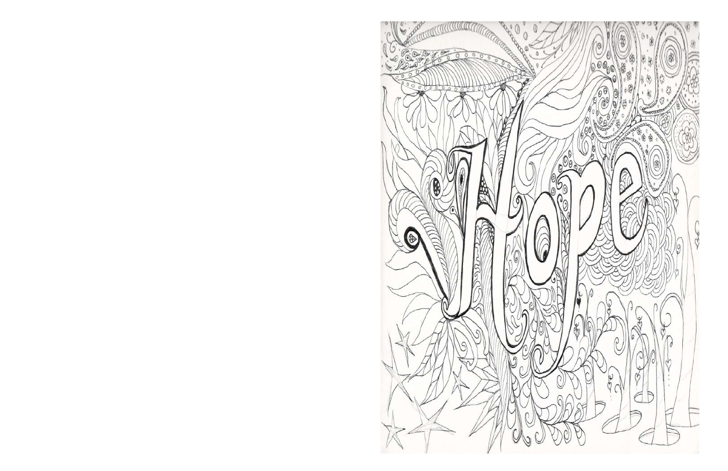Hope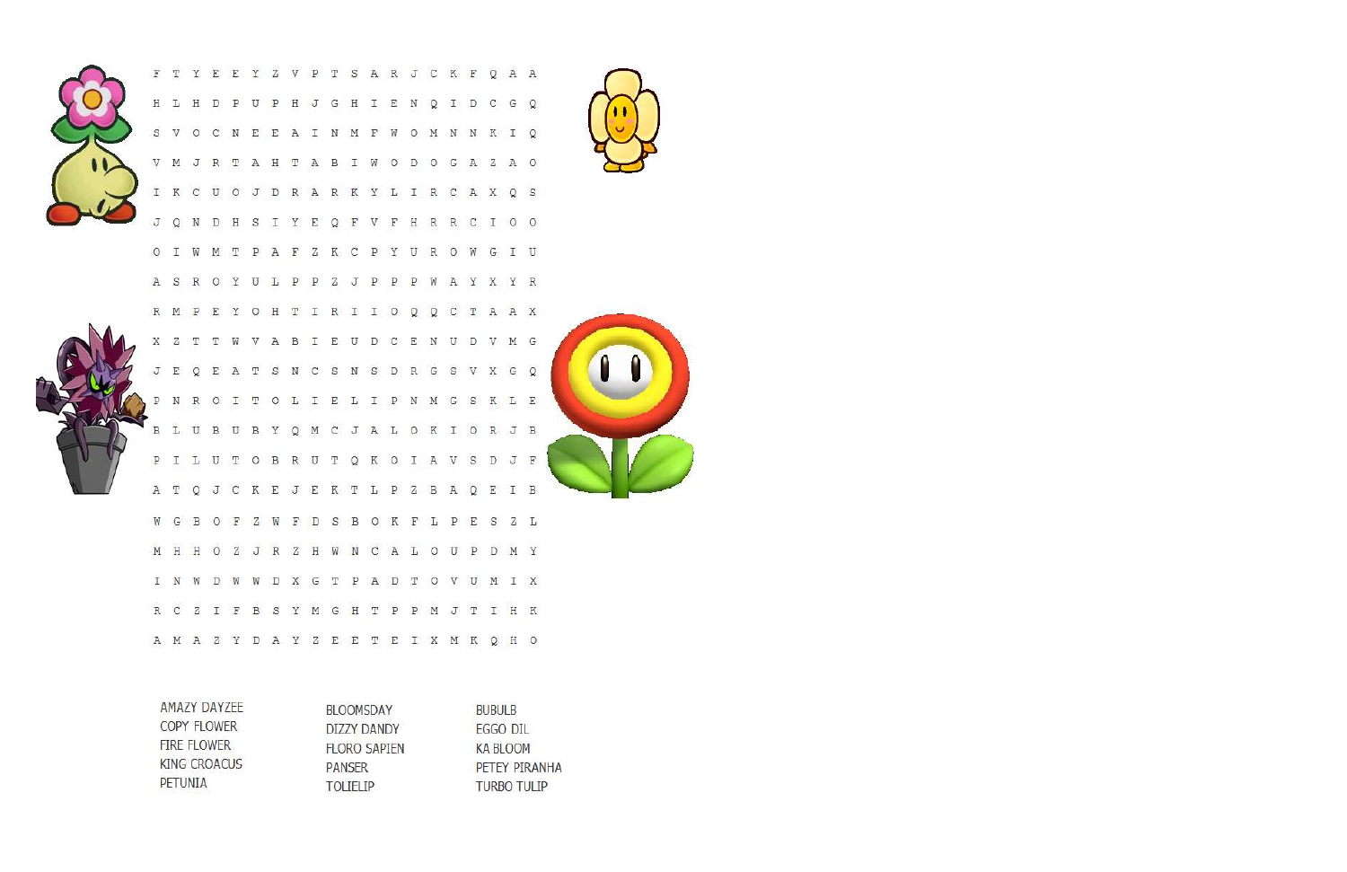F T Y E E Y Z V P T S A R J C K F Q A A
H L H D P U P H J G H I E N Q I D C G Q
S V O C N E E A I N M F W O M N N K I Q
V M J R T A H T A B I W O D O G A Z A O
I K C U O J D R A R K Y L I R C A X Q S
J Q N D H S I Y E Q F V F H R R C I O O
O I W M T P A F Z K C P Y U R O W G I U
A S R O Y U L P P Z J P P P W A Y X Y R
R M P E Y O H T I R I I O Q Q C T A A X
X Z T T W V A B I E U D C E N U D V M G
J E Q E A T S N C S N S D R G S V X G Q
P N R O I T O L I E L I P N M G S K L E
B L U B U B Y Q M C J A L O K I O R J B
P I L U T O B R U T Q K O I A V S D J F
A T Q J C K E J E K T L P Z B A Q E I B
W G B O F Z W F D S B O K F L P E S Z L
M H H O Z J R Z H W N C A L O U P D M Y
I N W D W W D X G T P A D T O V U M I X
R C Z I F B S Y M G H T P P M J T I H K
A M A Z Y D A Y Z E E T E I X M K Q H O

AMAZY DAYZEE
COPY FLOWER
FIRE FLOWER
KING CROACUS
PETUNIA

BLOOMSDAY
DIZZY DANDY
FLORO SAPIEN
PANSER
TOLIELIP

BUBULB
EGGO DIL
KA BLOOM
PETEY PIRANHA
TURBO TULIP